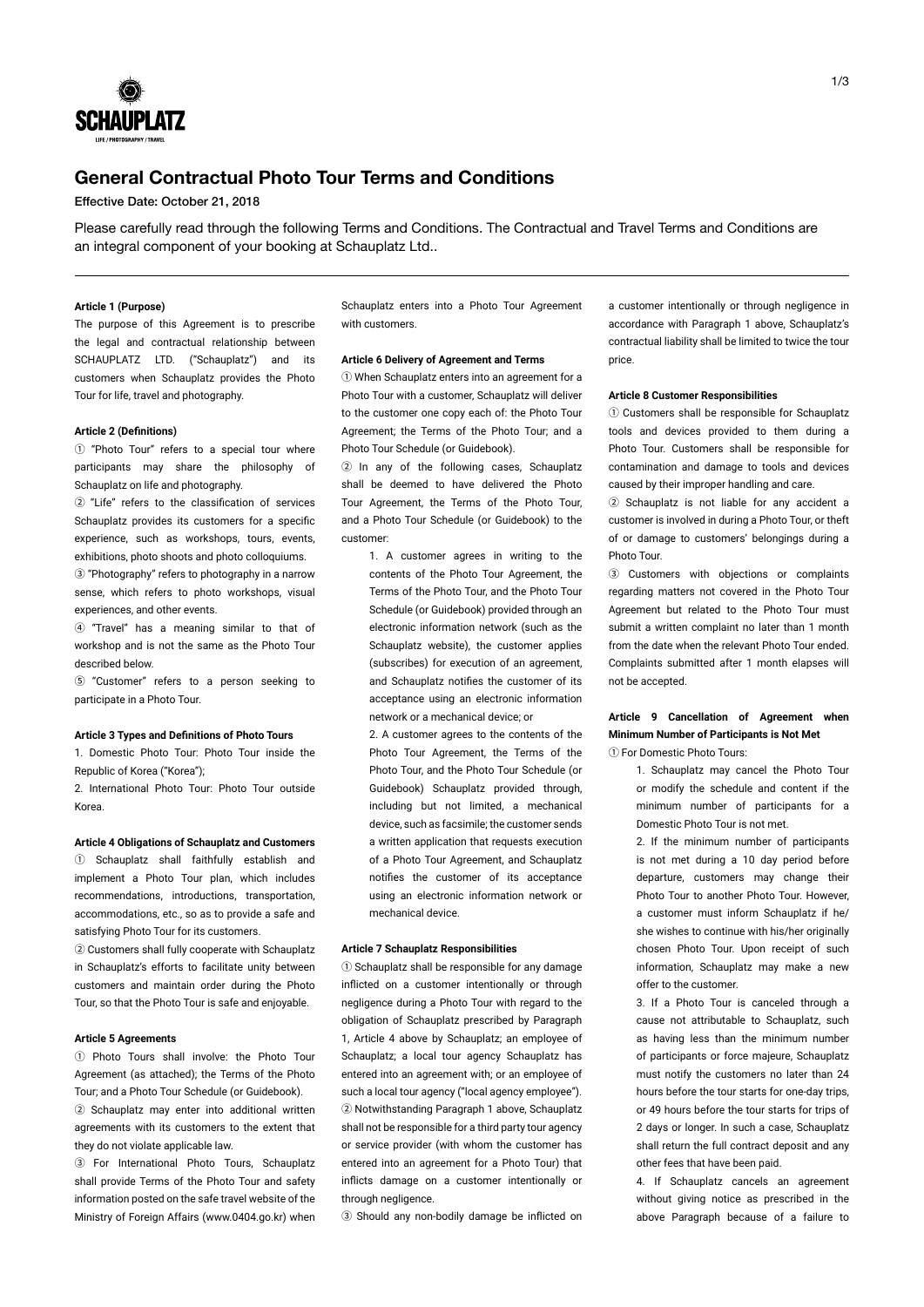# General Contractual Photo Tour Terms and Conditions

Effective Date: October 21, 2018

Please carefully read through the following Terms and Conditions. The Contractual and Travel Terms and Conditions are an integral component of your booking at Schauplatz Ltd..

---

**Article 1 (Purpose)**

The purpose of this Agreement is to prescribe the legal and contractual relationship between SCHAUPLATZ LTD. ("Schauplatz") and its customers when Schauplatz provides the Photo Tour for life, travel and photography.

**Article 2 (Definitions)**

① "Photo Tour" refers to a special tour where participants may share the philosophy of Schauplatz on life and photography.

② "Life" refers to the classification of services Schauplatz provides its customers for a specific experience, such as workshops, tours, events, exhibitions, photo shoots and photo colloquiums.

③ "Photography" refers to photography in a narrow sense, which refers to photo workshops, visual experiences, and other events.

④ "Travel" has a meaning similar to that of workshop and is not the same as the Photo Tour described below.

⑤ "Customer" refers to a person seeking to participate in a Photo Tour.

**Article 3 Types and Definitions of Photo Tours**

1. Domestic Photo Tour: Photo Tour inside the Republic of Korea ("Korea");
2. International Photo Tour: Photo Tour outside Korea.

**Article 4 Obligations of Schauplatz and Customers**

① Schauplatz shall faithfully establish and implement a Photo Tour plan, which includes recommendations, introductions, transportation, accommodations, etc., so as to provide a safe and satisfying Photo Tour for its customers.

② Customers shall fully cooperate with Schauplatz in Schauplatz's efforts to facilitate unity between customers and maintain order during the Photo Tour, so that the Photo Tour is safe and enjoyable.

**Article 5 Agreements**

① Photo Tours shall involve: the Photo Tour Agreement (as attached); the Terms of the Photo Tour; and a Photo Tour Schedule (or Guidebook).

② Schauplatz may enter into additional written agreements with its customers to the extent that they do not violate applicable law.

③ For International Photo Tours, Schauplatz shall provide Terms of the Photo Tour and safety information posted on the safe travel website of the Ministry of Foreign Affairs (www.0404.go.kr) when Schauplatz enters into a Photo Tour Agreement with customers.

**Article 6 Delivery of Agreement and Terms**

① When Schauplatz enters into an agreement for a Photo Tour with a customer, Schauplatz will deliver to the customer one copy each of: the Photo Tour Agreement; the Terms of the Photo Tour; and a Photo Tour Schedule (or Guidebook).

② In any of the following cases, Schauplatz shall be deemed to have delivered the Photo Tour Agreement, the Terms of the Photo Tour, and a Photo Tour Schedule (or Guidebook) to the customer:

1. A customer agrees in writing to the contents of the Photo Tour Agreement, the Terms of the Photo Tour, and the Photo Tour Schedule (or Guidebook) provided through an electronic information network (such as the Schauplatz website), the customer applies (subscribes) for execution of an agreement, and Schauplatz notifies the customer of its acceptance using an electronic information network or a mechanical device; or
2. A customer agrees to the contents of the Photo Tour Agreement, the Terms of the Photo Tour, and the Photo Tour Schedule (or Guidebook) Schauplatz provided through, including but not limited, a mechanical device, such as facsimile; the customer sends a written application that requests execution of a Photo Tour Agreement, and Schauplatz notifies the customer of its acceptance using an electronic information network or mechanical device.

**Article 7 Schauplatz Responsibilities**

① Schauplatz shall be responsible for any damage inflicted on a customer intentionally or through negligence during a Photo Tour with regard to the obligation of Schauplatz prescribed by Paragraph 1, Article 4 above by Schauplatz; an employee of Schauplatz; a local tour agency Schauplatz has entered into an agreement with; or an employee of such a local tour agency ("local agency employee").

② Notwithstanding Paragraph 1 above, Schauplatz shall not be responsible for a third party tour agency or service provider (with whom the customer has entered into an agreement for a Photo Tour) that inflicts damage on a customer intentionally or through negligence.

③ Should any non-bodily damage be inflicted on a customer intentionally or through negligence in accordance with Paragraph 1 above, Schauplatz's contractual liability shall be limited to twice the tour price.

**Article 8 Customer Responsibilities**

① Customers shall be responsible for Schauplatz tools and devices provided to them during a Photo Tour. Customers shall be responsible for contamination and damage to tools and devices caused by their improper handling and care.

② Schauplatz is not liable for any accident a customer is involved in during a Photo Tour, or theft of or damage to customers' belongings during a Photo Tour.

③ Customers with objections or complaints regarding matters not covered in the Photo Tour Agreement but related to the Photo Tour must submit a written complaint no later than 1 month from the date when the relevant Photo Tour ended. Complaints submitted after 1 month elapses will not be accepted.

**Article 9 Cancellation of Agreement when Minimum Number of Participants is Not Met**

① For Domestic Photo Tours:

1. Schauplatz may cancel the Photo Tour or modify the schedule and content if the minimum number of participants for a Domestic Photo Tour is not met.
2. If the minimum number of participants is not met during a 10 day period before departure, customers may change their Photo Tour to another Photo Tour. However, a customer must inform Schauplatz if he/she wishes to continue with his/her originally chosen Photo Tour. Upon receipt of such information, Schauplatz may make a new offer to the customer.
3. If a Photo Tour is canceled through a cause not attributable to Schauplatz, such as having less than the minimum number of participants or force majeure, Schauplatz must notify the customers no later than 24 hours before the tour starts for one-day trips, or 49 hours before the tour starts for trips of 2 days or longer. In such a case, Schauplatz shall return the full contract deposit and any other fees that have been paid.
4. If Schauplatz cancels an agreement without giving notice as prescribed in the above Paragraph because of a failure to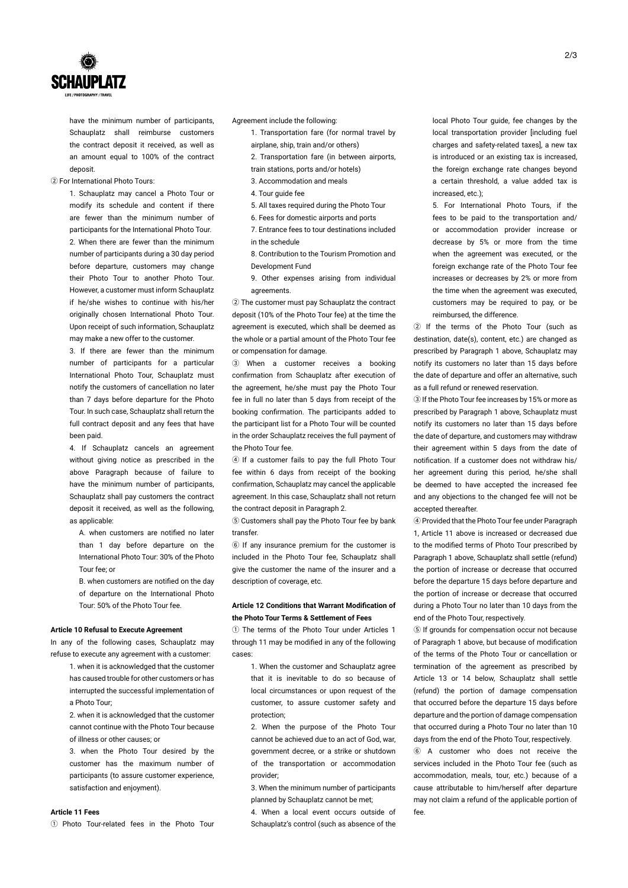have the minimum number of participants, Schauplatz shall reimburse customers the contract deposit it received, as well as an amount equal to 100% of the contract deposit.

② For International Photo Tours:

1. Schauplatz may cancel a Photo Tour or modify its schedule and content if there are fewer than the minimum number of participants for the International Photo Tour.

2. When there are fewer than the minimum number of participants during a 30 day period before departure, customers may change their Photo Tour to another Photo Tour. However, a customer must inform Schauplatz if he/she wishes to continue with his/her originally chosen International Photo Tour. Upon receipt of such information, Schauplatz may make a new offer to the customer.

3. If there are fewer than the minimum number of participants for a particular International Photo Tour, Schauplatz must notify the customers of cancellation no later than 7 days before departure for the Photo Tour. In such case, Schauplatz shall return the full contract deposit and any fees that have been paid.

4. If Schauplatz cancels an agreement without giving notice as prescribed in the above Paragraph because of failure to have the minimum number of participants, Schauplatz shall pay customers the contract deposit it received, as well as the following, as applicable:

A. when customers are notified no later than 1 day before departure on the International Photo Tour: 30% of the Photo Tour fee; or

B. when customers are notified on the day of departure on the International Photo Tour: 50% of the Photo Tour fee.

**Article 10 Refusal to Execute Agreement**

In any of the following cases, Schauplatz may refuse to execute any agreement with a customer:

1. when it is acknowledged that the customer has caused trouble for other customers or has interrupted the successful implementation of a Photo Tour;

2. when it is acknowledged that the customer cannot continue with the Photo Tour because of illness or other causes; or

3. when the Photo Tour desired by the customer has the maximum number of participants (to assure customer experience, satisfaction and enjoyment).

**Article 11 Fees**

① Photo Tour-related fees in the Photo Tour Agreement include the following:

1. Transportation fare (for normal travel by airplane, ship, train and/or others)
2. Transportation fare (in between airports, train stations, ports and/or hotels)
3. Accommodation and meals
4. Tour guide fee
5. All taxes required during the Photo Tour
6. Fees for domestic airports and ports
7. Entrance fees to tour destinations included in the schedule
8. Contribution to the Tourism Promotion and Development Fund
9. Other expenses arising from individual agreements.

② The customer must pay Schauplatz the contract deposit (10% of the Photo Tour fee) at the time the agreement is executed, which shall be deemed as the whole or a partial amount of the Photo Tour fee or compensation for damage.

③ When a customer receives a booking confirmation from Schauplatz after execution of the agreement, he/she must pay the Photo Tour fee in full no later than 5 days from receipt of the booking confirmation. The participants added to the participant list for a Photo Tour will be counted in the order Schauplatz receives the full payment of the Photo Tour fee.

④ If a customer fails to pay the full Photo Tour fee within 6 days from receipt of the booking confirmation, Schauplatz may cancel the applicable agreement. In this case, Schauplatz shall not return the contract deposit in Paragraph 2.

⑤ Customers shall pay the Photo Tour fee by bank transfer.

⑥ If any insurance premium for the customer is included in the Photo Tour fee, Schauplatz shall give the customer the name of the insurer and a description of coverage, etc.

**Article 12 Conditions that Warrant Modification of the Photo Tour Terms & Settlement of Fees**

① The terms of the Photo Tour under Articles 1 through 11 may be modified in any of the following cases:

1. When the customer and Schauplatz agree that it is inevitable to do so because of local circumstances or upon request of the customer, to assure customer safety and protection;

2. When the purpose of the Photo Tour cannot be achieved due to an act of God, war, government decree, or a strike or shutdown of the transportation or accommodation provider;

3. When the minimum number of participants planned by Schauplatz cannot be met;

4. When a local event occurs outside of Schauplatz's control (such as absence of the local Photo Tour guide, fee changes by the local transportation provider [including fuel charges and safety-related taxes], a new tax is introduced or an existing tax is increased, the foreign exchange rate changes beyond a certain threshold, a value added tax is increased, etc.);

5. For International Photo Tours, if the fees to be paid to the transportation and/or accommodation provider increase or decrease by 5% or more from the time when the agreement was executed, or the foreign exchange rate of the Photo Tour fee increases or decreases by 2% or more from the time when the agreement was executed, customers may be required to pay, or be reimbursed, the difference.

② If the terms of the Photo Tour (such as destination, date(s), content, etc.) are changed as prescribed by Paragraph 1 above, Schauplatz may notify its customers no later than 15 days before the date of departure and offer an alternative, such as a full refund or renewed reservation.

③ If the Photo Tour fee increases by 15% or more as prescribed by Paragraph 1 above, Schauplatz must notify its customers no later than 15 days before the date of departure, and customers may withdraw their agreement within 5 days from the date of notification. If a customer does not withdraw his/her agreement during this period, he/she shall be deemed to have accepted the increased fee and any objections to the changed fee will not be accepted thereafter.

④ Provided that the Photo Tour fee under Paragraph 1, Article 11 above is increased or decreased due to the modified terms of Photo Tour prescribed by Paragraph 1 above, Schauplatz shall settle (refund) the portion of increase or decrease that occurred before the departure 15 days before departure and the portion of increase or decrease that occurred during a Photo Tour no later than 10 days from the end of the Photo Tour, respectively.

⑤ If grounds for compensation occur not because of Paragraph 1 above, but because of modification of the terms of the Photo Tour or cancellation or termination of the agreement as prescribed by Article 13 or 14 below, Schauplatz shall settle (refund) the portion of damage compensation that occurred before the departure 15 days before departure and the portion of damage compensation that occurred during a Photo Tour no later than 10 days from the end of the Photo Tour, respectively.

⑥ A customer who does not receive the services included in the Photo Tour fee (such as accommodation, meals, tour, etc.) because of a cause attributable to him/herself after departure may not claim a refund of the applicable portion of fee.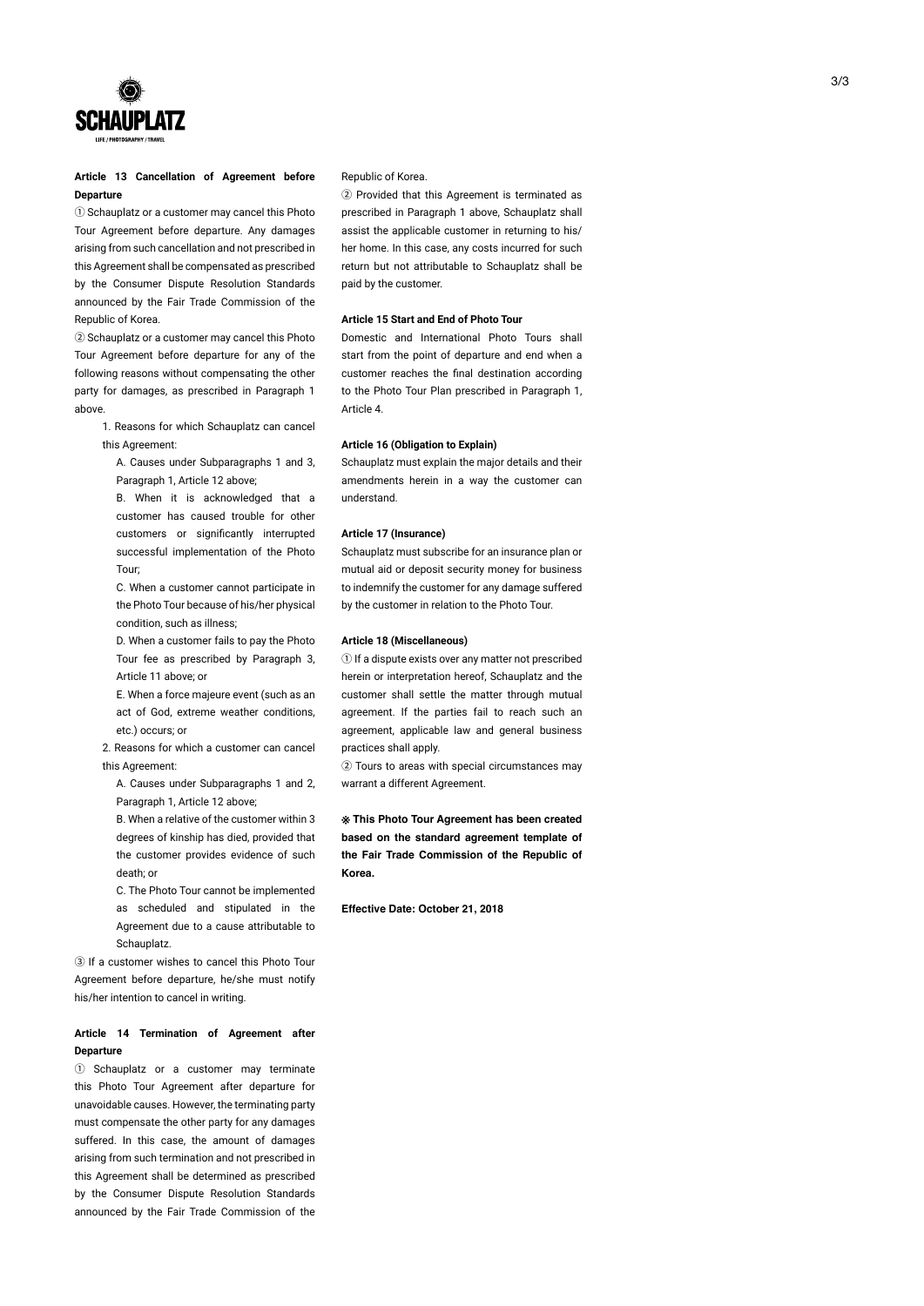### Article 13 Cancellation of Agreement before Departure

① Schauplatz or a customer may cancel this Photo Tour Agreement before departure. Any damages arising from such cancellation and not prescribed in this Agreement shall be compensated as prescribed by the Consumer Dispute Resolution Standards announced by the Fair Trade Commission of the Republic of Korea.

② Schauplatz or a customer may cancel this Photo Tour Agreement before departure for any of the following reasons without compensating the other party for damages, as prescribed in Paragraph 1 above.

1. Reasons for which Schauplatz can cancel this Agreement:
   - A. Causes under Subparagraphs 1 and 3, Paragraph 1, Article 12 above;
   - B. When it is acknowledged that a customer has caused trouble for other customers or significantly interrupted successful implementation of the Photo Tour;
   - C. When a customer cannot participate in the Photo Tour because of his/her physical condition, such as illness;
   - D. When a customer fails to pay the Photo Tour fee as prescribed by Paragraph 3, Article 11 above; or
   - E. When a force majeure event (such as an act of God, extreme weather conditions, etc.) occurs; or
2. Reasons for which a customer can cancel this Agreement:
   - A. Causes under Subparagraphs 1 and 2, Paragraph 1, Article 12 above;
   - B. When a relative of the customer within 3 degrees of kinship has died, provided that the customer provides evidence of such death; or
   - C. The Photo Tour cannot be implemented as scheduled and stipulated in the Agreement due to a cause attributable to Schauplatz.

③ If a customer wishes to cancel this Photo Tour Agreement before departure, he/she must notify his/her intention to cancel in writing.

### Article 14 Termination of Agreement after Departure

① Schauplatz or a customer may terminate this Photo Tour Agreement after departure for unavoidable causes. However, the terminating party must compensate the other party for any damages suffered. In this case, the amount of damages arising from such termination and not prescribed in this Agreement shall be determined as prescribed by the Consumer Dispute Resolution Standards announced by the Fair Trade Commission of the Republic of Korea.

② Provided that this Agreement is terminated as prescribed in Paragraph 1 above, Schauplatz shall assist the applicable customer in returning to his/her home. In this case, any costs incurred for such return but not attributable to Schauplatz shall be paid by the customer.

### Article 15 Start and End of Photo Tour

Domestic and International Photo Tours shall start from the point of departure and end when a customer reaches the final destination according to the Photo Tour Plan prescribed in Paragraph 1, Article 4.

### Article 16 (Obligation to Explain)

Schauplatz must explain the major details and their amendments herein in a way the customer can understand.

### Article 17 (Insurance)

Schauplatz must subscribe for an insurance plan or mutual aid or deposit security money for business to indemnify the customer for any damage suffered by the customer in relation to the Photo Tour.

### Article 18 (Miscellaneous)

① If a dispute exists over any matter not prescribed herein or interpretation hereof, Schauplatz and the customer shall settle the matter through mutual agreement. If the parties fail to reach such an agreement, applicable law and general business practices shall apply.

② Tours to areas with special circumstances may warrant a different Agreement.

**※ This Photo Tour Agreement has been created based on the standard agreement template of the Fair Trade Commission of the Republic of Korea.**

**Effective Date: October 21, 2018**